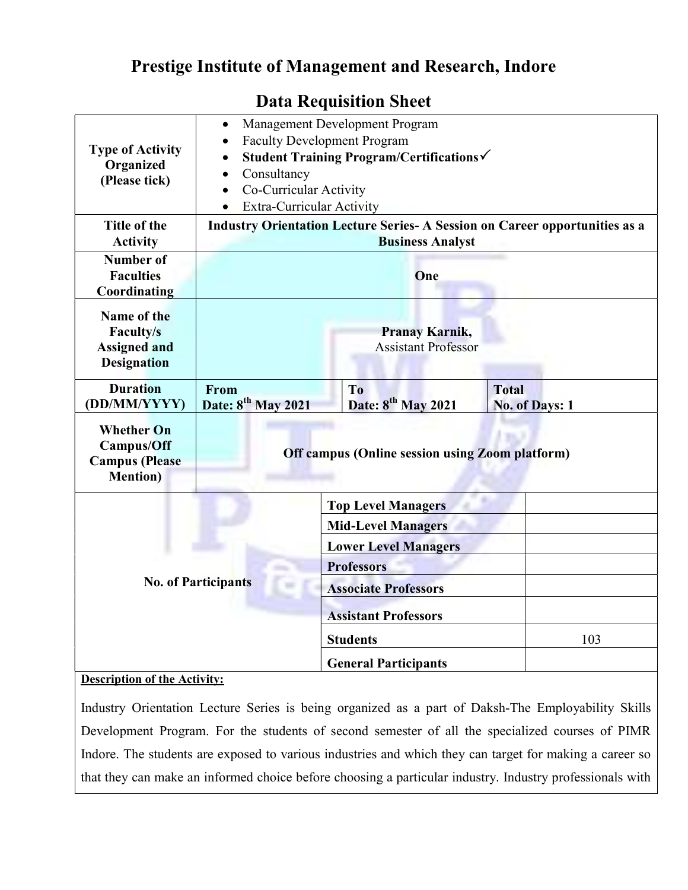# Prestige Institute of Management and Research, Indore

## Data Requisition Sheet

| | | | |
|---|---|---|---|
| **Type of Activity Organized (Please tick)** | • Management Development Program<br>• Faculty Development Program<br>• **Student Training Program/Certifications✓**<br>• Consultancy<br>• Co-Curricular Activity<br>• Extra-Curricular Activity | | |
| **Title of the Activity** | **Industry Orientation Lecture Series- A Session on Career opportunities as a Business Analyst** | | |
| **Number of Faculties Coordinating** | **One** | | |
| **Name of the Faculty/s Assigned and Designation** | **Pranay Karnik,**<br>Assistant Professor | | |
| **Duration (DD/MM/YYYY)** | **From**<br>**Date: 8th May 2021** | **To**<br>**Date: 8th May 2021** | **Total**<br>**No. of Days: 1** |
| **Whether On Campus/Off Campus (Please Mention)** | **Off campus (Online session using Zoom platform)** | | |

| **No. of Participants** | | |
|---|---|---|
| | **Top Level Managers** | |
| | **Mid-Level Managers** | |
| | **Lower Level Managers** | |
| | **Professors** | |
| | **Associate Professors** | |
| | **Assistant Professors** | |
| | **Students** | 103 |
| | **General Participants** | |

**Description of the Activity:**

Industry Orientation Lecture Series is being organized as a part of Daksh-The Employability Skills Development Program. For the students of second semester of all the specialized courses of PIMR Indore. The students are exposed to various industries and which they can target for making a career so that they can make an informed choice before choosing a particular industry. Industry professionals with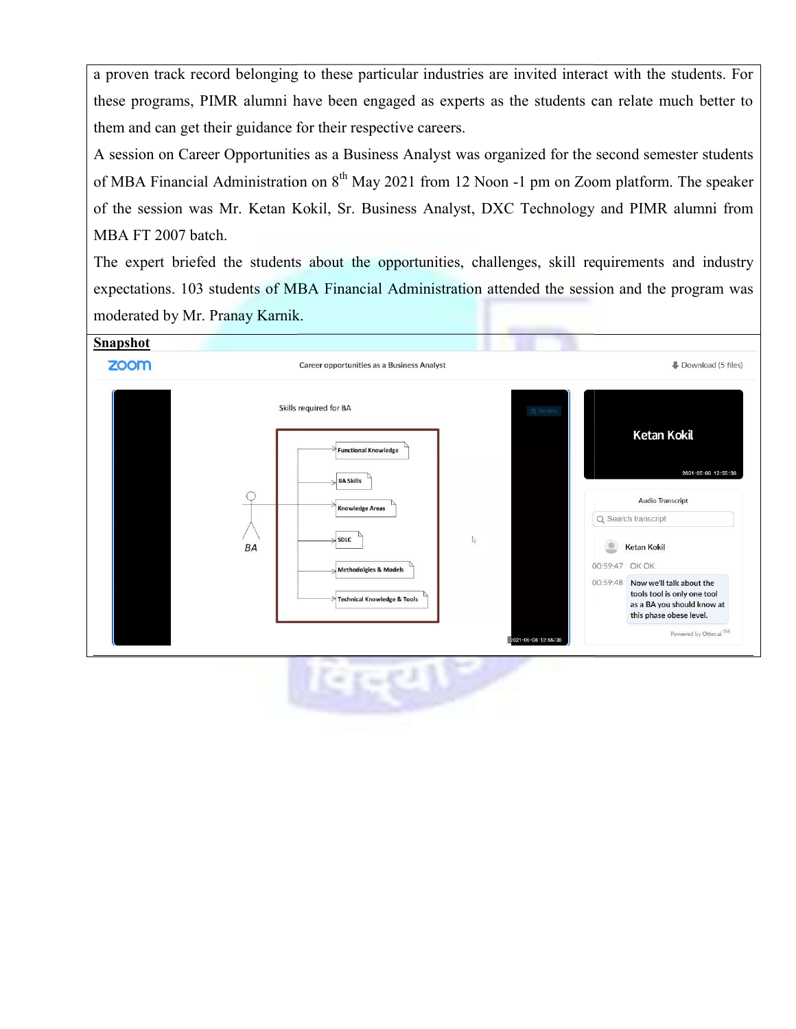a proven track record belonging to these particular industries are invited interact with the students. For these programs, PIMR alumni have been engaged as experts as the students can relate much better to them and can get their guidance for their respective careers.

A session on Career Opportunities as a Business Analyst was organized for the second semester students of MBA Financial Administration on 8th May 2021 from 12 Noon -1 pm on Zoom platform. The speaker of the session was Mr. Ketan Kokil, Sr. Business Analyst, DXC Technology and PIMR alumni from MBA FT 2007 batch.

The expert briefed the students about the opportunities, challenges, skill requirements and industry expectations. 103 students of MBA Financial Administration attended the session and the program was moderated by Mr. Pranay Karnik.

**Snapshot**

zoom

Career opportunities as a Business Analyst

Download (5 files)

Skills required for BA

Functional Knowledge

BA Skills

Knowledge Areas

SDLC

Methodolgies & Models

Technical Knowledge & Tools

BA

Ketan Kokil

2021-05-08 12:55:38

Audio Transcript

Search transcript

Ketan Kokil

00:59:47 OK OK.

00:59:48 Now we'll talk about the tools tool is only one tool as a BA you should know at this phase obese level.

Powered by Otter.ai™

2021-05-08 12:55:38